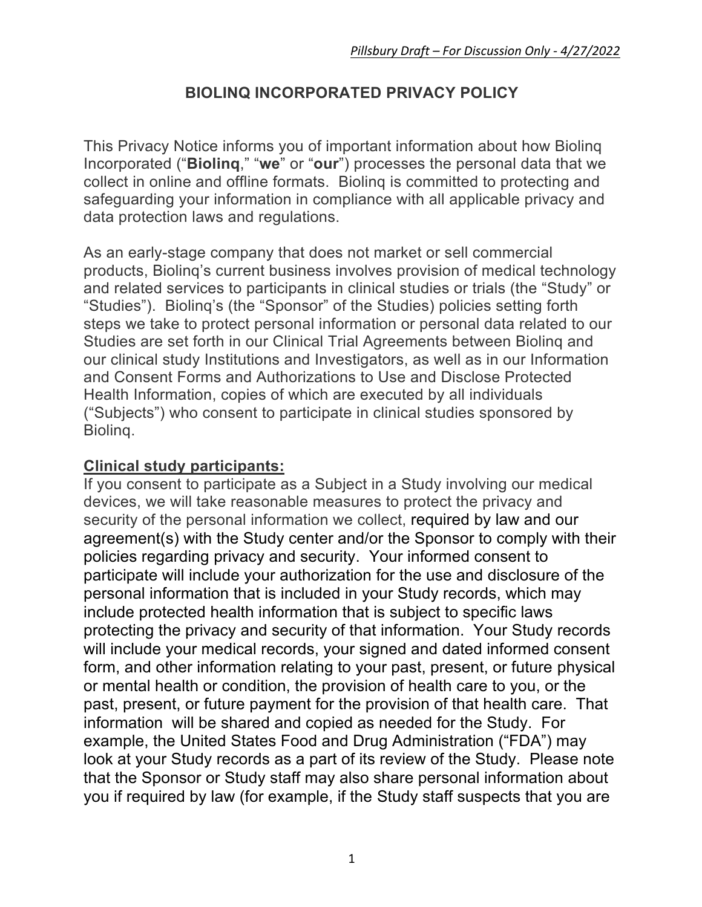*Pillsbury Draft – For Discussion Only - 4/27/2022*

# BIOLINQ INCORPORATED PRIVACY POLICY

This Privacy Notice informs you of important information about how Biolinq Incorporated ("**Biolinq**," "**we**" or "**our**") processes the personal data that we collect in online and offline formats. Biolinq is committed to protecting and safeguarding your information in compliance with all applicable privacy and data protection laws and regulations.

As an early-stage company that does not market or sell commercial products, Biolinq's current business involves provision of medical technology and related services to participants in clinical studies or trials (the "Study" or "Studies"). Biolinq's (the "Sponsor" of the Studies) policies setting forth steps we take to protect personal information or personal data related to our Studies are set forth in our Clinical Trial Agreements between Biolinq and our clinical study Institutions and Investigators, as well as in our Information and Consent Forms and Authorizations to Use and Disclose Protected Health Information, copies of which are executed by all individuals ("Subjects") who consent to participate in clinical studies sponsored by Biolinq.

**Clinical study participants:**

If you consent to participate as a Subject in a Study involving our medical devices, we will take reasonable measures to protect the privacy and security of the personal information we collect, required by law and our agreement(s) with the Study center and/or the Sponsor to comply with their policies regarding privacy and security. Your informed consent to participate will include your authorization for the use and disclosure of the personal information that is included in your Study records, which may include protected health information that is subject to specific laws protecting the privacy and security of that information. Your Study records will include your medical records, your signed and dated informed consent form, and other information relating to your past, present, or future physical or mental health or condition, the provision of health care to you, or the past, present, or future payment for the provision of that health care. That information will be shared and copied as needed for the Study. For example, the United States Food and Drug Administration ("FDA") may look at your Study records as a part of its review of the Study. Please note that the Sponsor or Study staff may also share personal information about you if required by law (for example, if the Study staff suspects that you are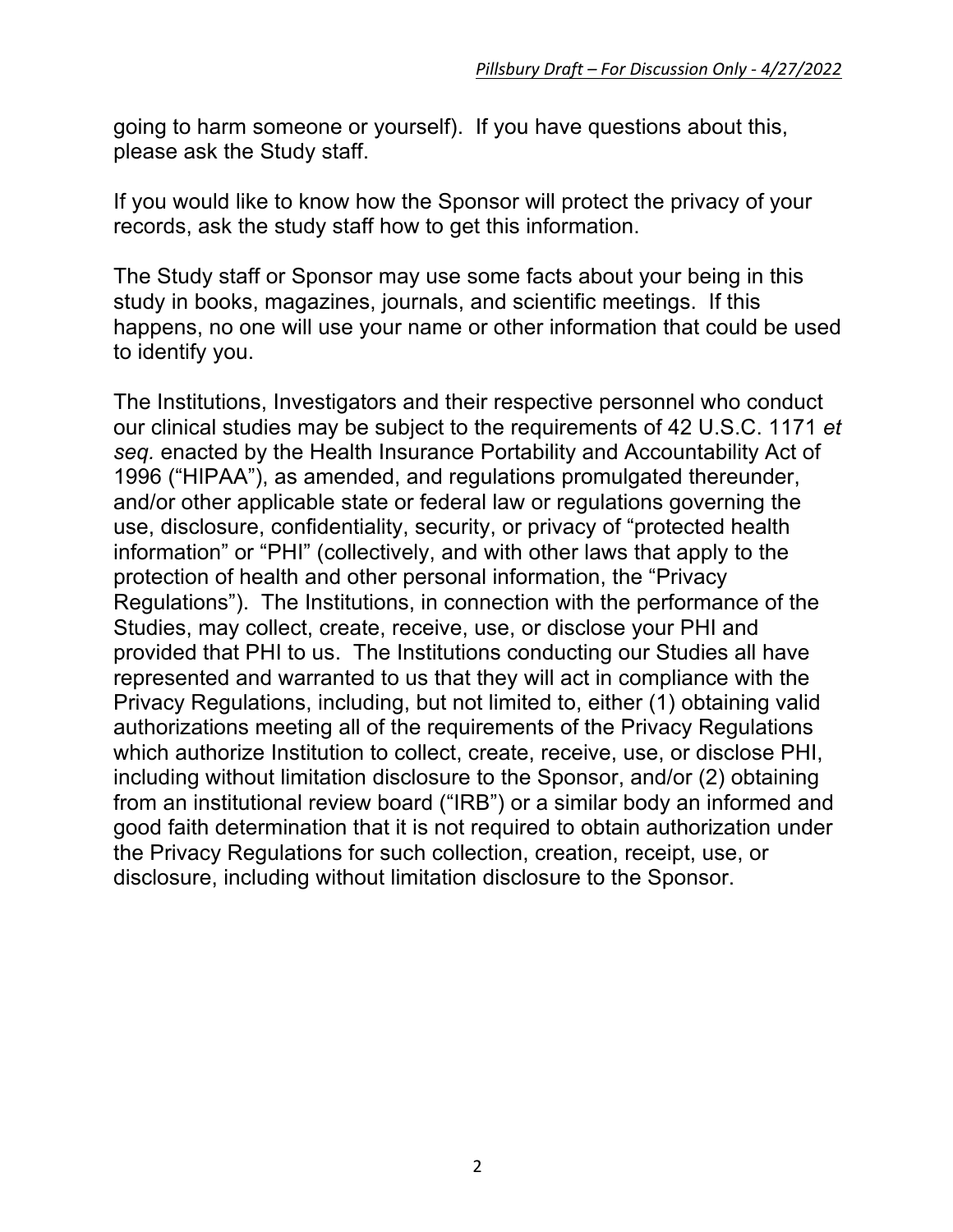going to harm someone or yourself). If you have questions about this, please ask the Study staff.

If you would like to know how the Sponsor will protect the privacy of your records, ask the study staff how to get this information.

The Study staff or Sponsor may use some facts about your being in this study in books, magazines, journals, and scientific meetings. If this happens, no one will use your name or other information that could be used to identify you.

The Institutions, Investigators and their respective personnel who conduct our clinical studies may be subject to the requirements of 42 U.S.C. 1171 *et seq.* enacted by the Health Insurance Portability and Accountability Act of 1996 ("HIPAA"), as amended, and regulations promulgated thereunder, and/or other applicable state or federal law or regulations governing the use, disclosure, confidentiality, security, or privacy of "protected health information" or "PHI" (collectively, and with other laws that apply to the protection of health and other personal information, the "Privacy Regulations"). The Institutions, in connection with the performance of the Studies, may collect, create, receive, use, or disclose your PHI and provided that PHI to us. The Institutions conducting our Studies all have represented and warranted to us that they will act in compliance with the Privacy Regulations, including, but not limited to, either (1) obtaining valid authorizations meeting all of the requirements of the Privacy Regulations which authorize Institution to collect, create, receive, use, or disclose PHI, including without limitation disclosure to the Sponsor, and/or (2) obtaining from an institutional review board ("IRB") or a similar body an informed and good faith determination that it is not required to obtain authorization under the Privacy Regulations for such collection, creation, receipt, use, or disclosure, including without limitation disclosure to the Sponsor.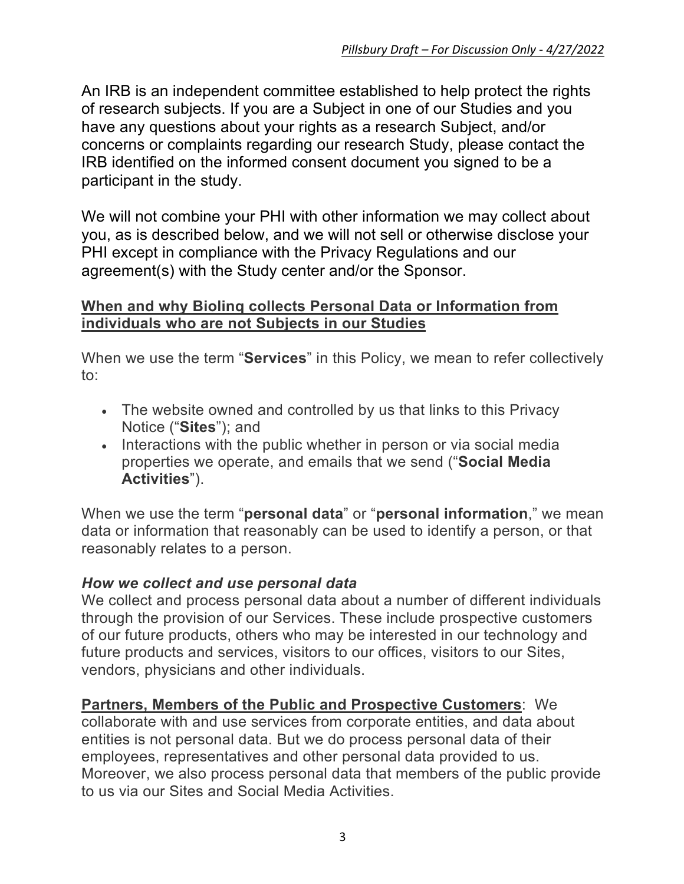An IRB is an independent committee established to help protect the rights of research subjects. If you are a Subject in one of our Studies and you have any questions about your rights as a research Subject, and/or concerns or complaints regarding our research Study, please contact the IRB identified on the informed consent document you signed to be a participant in the study.

We will not combine your PHI with other information we may collect about you, as is described below, and we will not sell or otherwise disclose your PHI except in compliance with the Privacy Regulations and our agreement(s) with the Study center and/or the Sponsor.

## When and why Biolinq collects Personal Data or Information from individuals who are not Subjects in our Studies

When we use the term "**Services**" in this Policy, we mean to refer collectively to:

- The website owned and controlled by us that links to this Privacy Notice ("**Sites**"); and
- Interactions with the public whether in person or via social media properties we operate, and emails that we send ("**Social Media Activities**").

When we use the term "**personal data**" or "**personal information**," we mean data or information that reasonably can be used to identify a person, or that reasonably relates to a person.

### *How we collect and use personal data*

We collect and process personal data about a number of different individuals through the provision of our Services. These include prospective customers of our future products, others who may be interested in our technology and future products and services, visitors to our offices, visitors to our Sites, vendors, physicians and other individuals.

**Partners, Members of the Public and Prospective Customers**: We collaborate with and use services from corporate entities, and data about entities is not personal data. But we do process personal data of their employees, representatives and other personal data provided to us. Moreover, we also process personal data that members of the public provide to us via our Sites and Social Media Activities.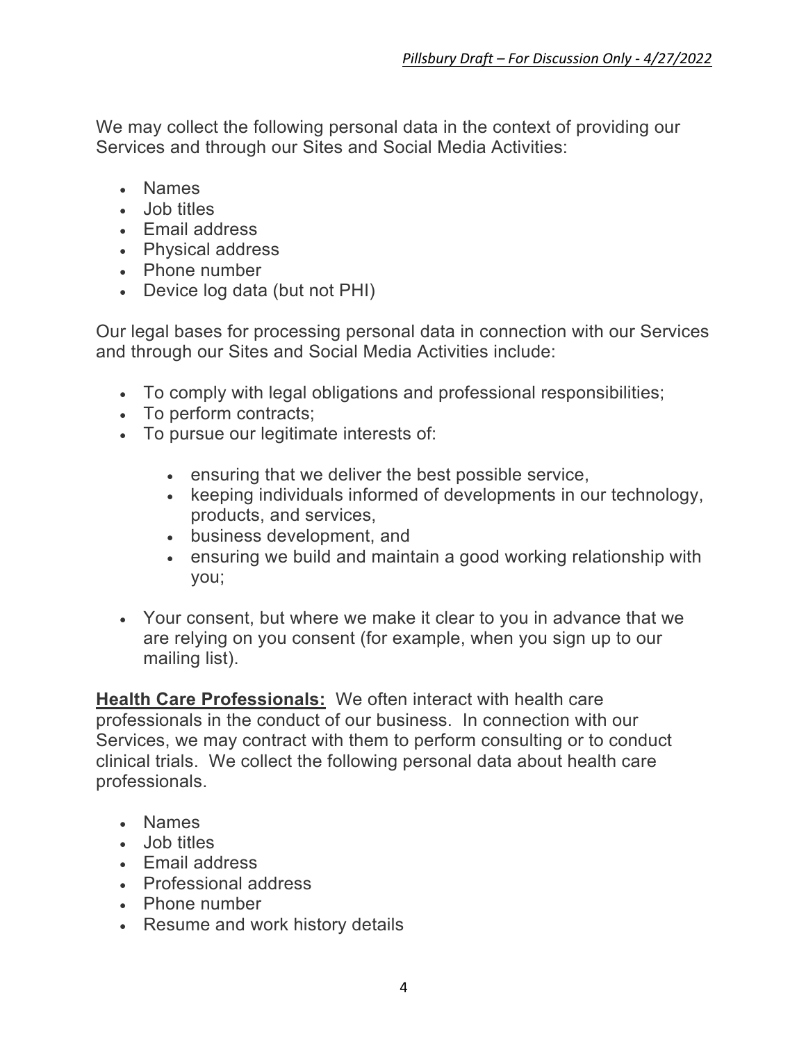We may collect the following personal data in the context of providing our Services and through our Sites and Social Media Activities:

- Names
- Job titles
- Email address
- Physical address
- Phone number
- Device log data (but not PHI)

Our legal bases for processing personal data in connection with our Services and through our Sites and Social Media Activities include:

- To comply with legal obligations and professional responsibilities;
- To perform contracts;
- To pursue our legitimate interests of:
  - ensuring that we deliver the best possible service,
  - keeping individuals informed of developments in our technology, products, and services,
  - business development, and
  - ensuring we build and maintain a good working relationship with you;
- Your consent, but where we make it clear to you in advance that we are relying on you consent (for example, when you sign up to our mailing list).

**Health Care Professionals:** We often interact with health care professionals in the conduct of our business. In connection with our Services, we may contract with them to perform consulting or to conduct clinical trials. We collect the following personal data about health care professionals.

- Names
- Job titles
- Email address
- Professional address
- Phone number
- Resume and work history details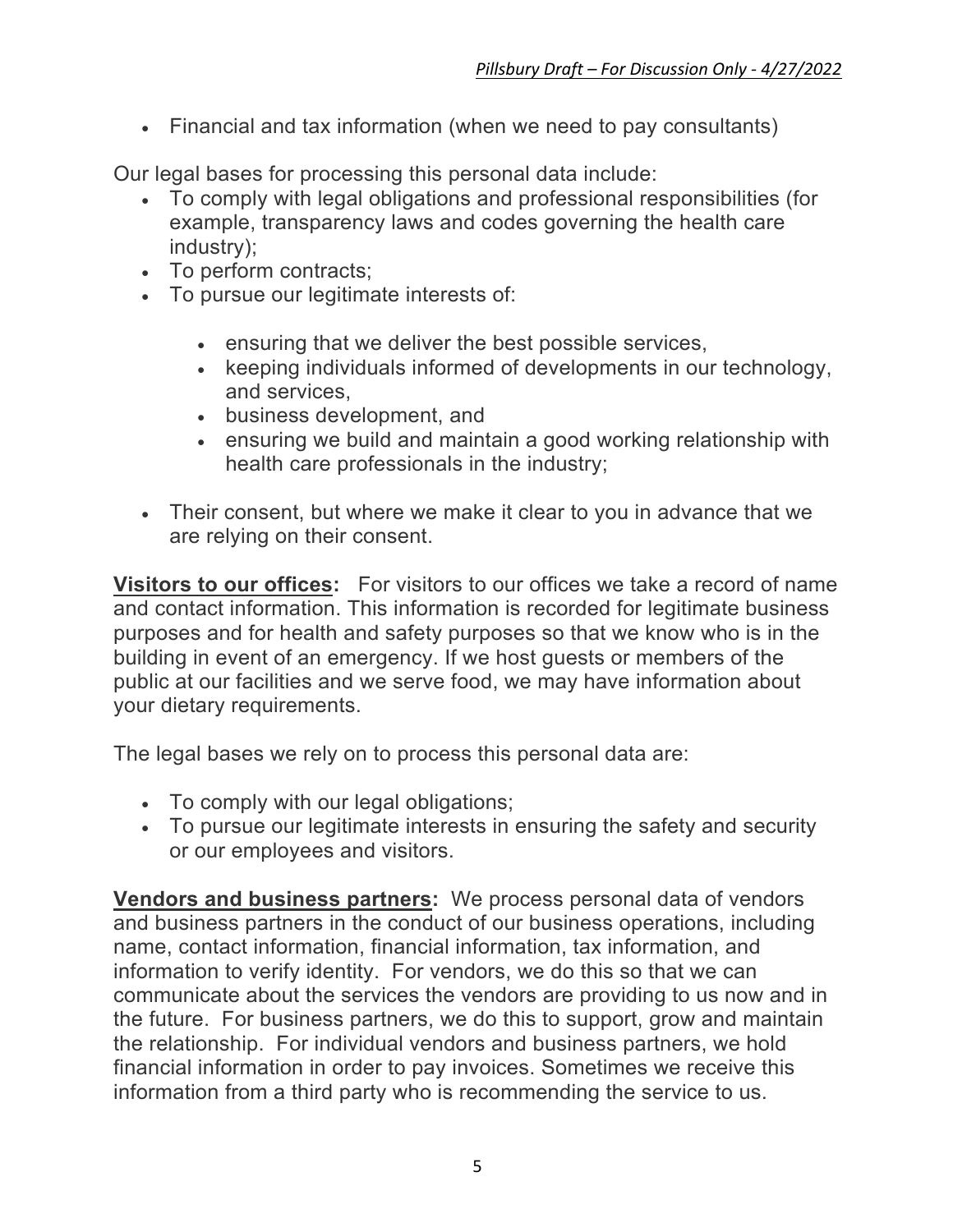- Financial and tax information (when we need to pay consultants)

Our legal bases for processing this personal data include:

- To comply with legal obligations and professional responsibilities (for example, transparency laws and codes governing the health care industry);
- To perform contracts;
- To pursue our legitimate interests of:
  - ensuring that we deliver the best possible services,
  - keeping individuals informed of developments in our technology, and services,
  - business development, and
  - ensuring we build and maintain a good working relationship with health care professionals in the industry;
- Their consent, but where we make it clear to you in advance that we are relying on their consent.

**Visitors to our offices:** For visitors to our offices we take a record of name and contact information. This information is recorded for legitimate business purposes and for health and safety purposes so that we know who is in the building in event of an emergency. If we host guests or members of the public at our facilities and we serve food, we may have information about your dietary requirements.

The legal bases we rely on to process this personal data are:

- To comply with our legal obligations;
- To pursue our legitimate interests in ensuring the safety and security or our employees and visitors.

**Vendors and business partners:** We process personal data of vendors and business partners in the conduct of our business operations, including name, contact information, financial information, tax information, and information to verify identity. For vendors, we do this so that we can communicate about the services the vendors are providing to us now and in the future. For business partners, we do this to support, grow and maintain the relationship. For individual vendors and business partners, we hold financial information in order to pay invoices. Sometimes we receive this information from a third party who is recommending the service to us.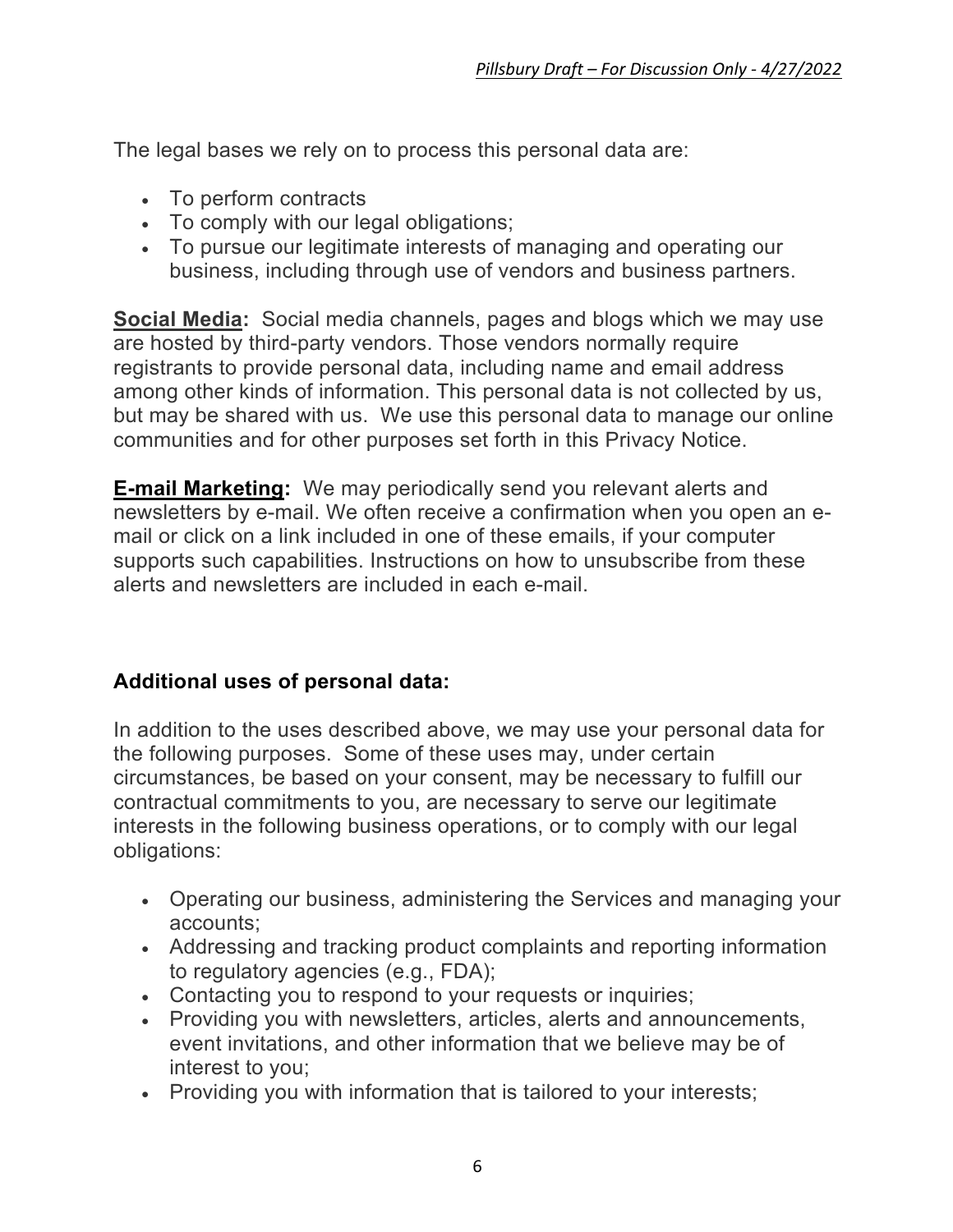The legal bases we rely on to process this personal data are:

- To perform contracts
- To comply with our legal obligations;
- To pursue our legitimate interests of managing and operating our business, including through use of vendors and business partners.

**Social Media:** Social media channels, pages and blogs which we may use are hosted by third-party vendors. Those vendors normally require registrants to provide personal data, including name and email address among other kinds of information. This personal data is not collected by us, but may be shared with us. We use this personal data to manage our online communities and for other purposes set forth in this Privacy Notice.

**E-mail Marketing:** We may periodically send you relevant alerts and newsletters by e-mail. We often receive a confirmation when you open an e-mail or click on a link included in one of these emails, if your computer supports such capabilities. Instructions on how to unsubscribe from these alerts and newsletters are included in each e-mail.

### Additional uses of personal data:

In addition to the uses described above, we may use your personal data for the following purposes. Some of these uses may, under certain circumstances, be based on your consent, may be necessary to fulfill our contractual commitments to you, are necessary to serve our legitimate interests in the following business operations, or to comply with our legal obligations:

- Operating our business, administering the Services and managing your accounts;
- Addressing and tracking product complaints and reporting information to regulatory agencies (e.g., FDA);
- Contacting you to respond to your requests or inquiries;
- Providing you with newsletters, articles, alerts and announcements, event invitations, and other information that we believe may be of interest to you;
- Providing you with information that is tailored to your interests;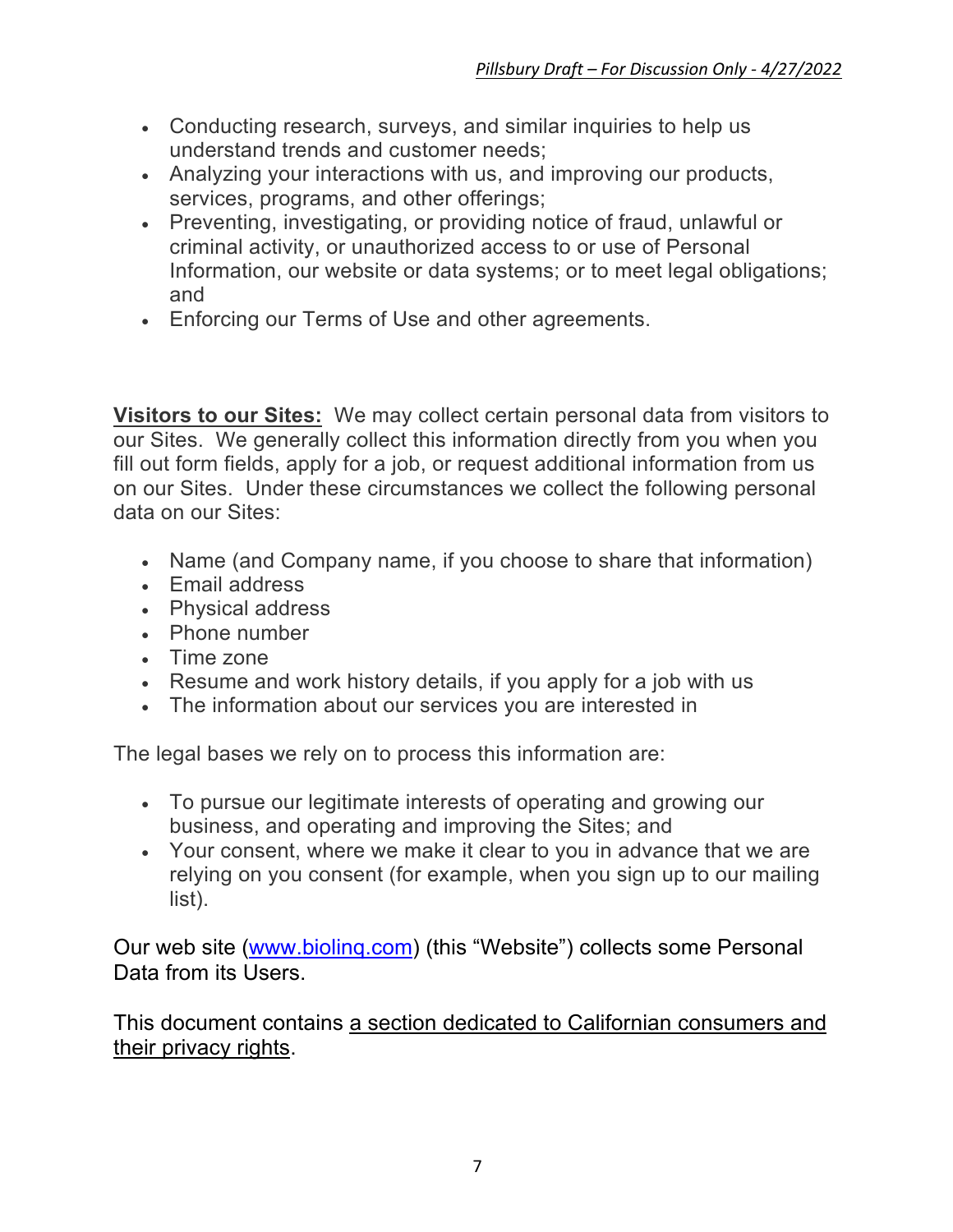- Conducting research, surveys, and similar inquiries to help us understand trends and customer needs;
- Analyzing your interactions with us, and improving our products, services, programs, and other offerings;
- Preventing, investigating, or providing notice of fraud, unlawful or criminal activity, or unauthorized access to or use of Personal Information, our website or data systems; or to meet legal obligations; and
- Enforcing our Terms of Use and other agreements.

**Visitors to our Sites:** We may collect certain personal data from visitors to our Sites. We generally collect this information directly from you when you fill out form fields, apply for a job, or request additional information from us on our Sites. Under these circumstances we collect the following personal data on our Sites:

- Name (and Company name, if you choose to share that information)
- Email address
- Physical address
- Phone number
- Time zone
- Resume and work history details, if you apply for a job with us
- The information about our services you are interested in

The legal bases we rely on to process this information are:

- To pursue our legitimate interests of operating and growing our business, and operating and improving the Sites; and
- Your consent, where we make it clear to you in advance that we are relying on you consent (for example, when you sign up to our mailing list).

Our web site ([www.biolinq.com](http://www.biolinq.com)) (this "Website") collects some Personal Data from its Users.

This document contains a section dedicated to Californian consumers and their privacy rights.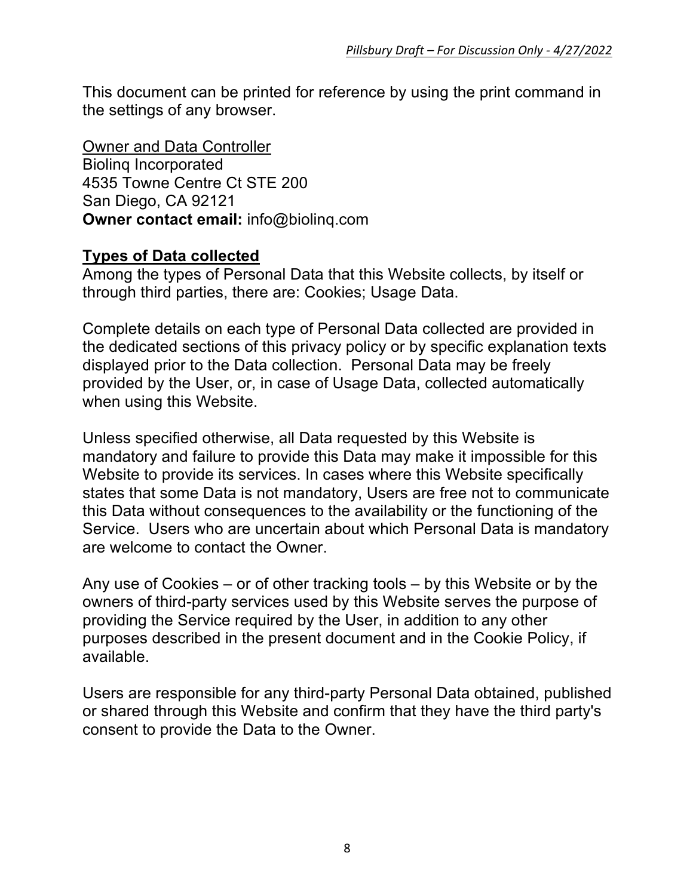This document can be printed for reference by using the print command in the settings of any browser.

Owner and Data Controller
Biolinq Incorporated
4535 Towne Centre Ct STE 200
San Diego, CA 92121
**Owner contact email:** info@biolinq.com

## Types of Data collected

Among the types of Personal Data that this Website collects, by itself or through third parties, there are: Cookies; Usage Data.

Complete details on each type of Personal Data collected are provided in the dedicated sections of this privacy policy or by specific explanation texts displayed prior to the Data collection. Personal Data may be freely provided by the User, or, in case of Usage Data, collected automatically when using this Website.

Unless specified otherwise, all Data requested by this Website is mandatory and failure to provide this Data may make it impossible for this Website to provide its services. In cases where this Website specifically states that some Data is not mandatory, Users are free not to communicate this Data without consequences to the availability or the functioning of the Service. Users who are uncertain about which Personal Data is mandatory are welcome to contact the Owner.

Any use of Cookies – or of other tracking tools – by this Website or by the owners of third-party services used by this Website serves the purpose of providing the Service required by the User, in addition to any other purposes described in the present document and in the Cookie Policy, if available.

Users are responsible for any third-party Personal Data obtained, published or shared through this Website and confirm that they have the third party's consent to provide the Data to the Owner.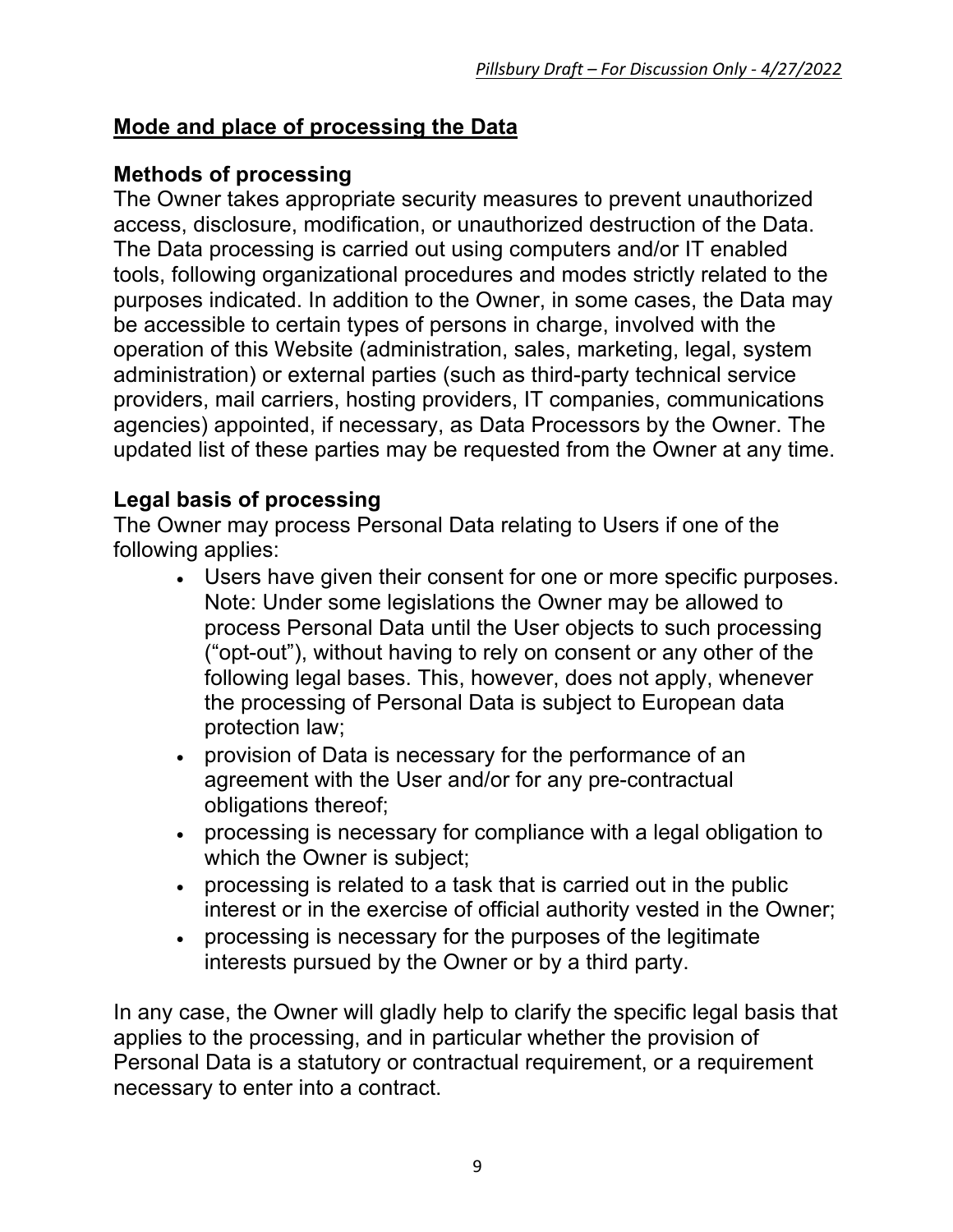## Mode and place of processing the Data

### Methods of processing

The Owner takes appropriate security measures to prevent unauthorized access, disclosure, modification, or unauthorized destruction of the Data. The Data processing is carried out using computers and/or IT enabled tools, following organizational procedures and modes strictly related to the purposes indicated. In addition to the Owner, in some cases, the Data may be accessible to certain types of persons in charge, involved with the operation of this Website (administration, sales, marketing, legal, system administration) or external parties (such as third-party technical service providers, mail carriers, hosting providers, IT companies, communications agencies) appointed, if necessary, as Data Processors by the Owner. The updated list of these parties may be requested from the Owner at any time.

### Legal basis of processing

The Owner may process Personal Data relating to Users if one of the following applies:

- Users have given their consent for one or more specific purposes. Note: Under some legislations the Owner may be allowed to process Personal Data until the User objects to such processing ("opt-out"), without having to rely on consent or any other of the following legal bases. This, however, does not apply, whenever the processing of Personal Data is subject to European data protection law;
- provision of Data is necessary for the performance of an agreement with the User and/or for any pre-contractual obligations thereof;
- processing is necessary for compliance with a legal obligation to which the Owner is subject;
- processing is related to a task that is carried out in the public interest or in the exercise of official authority vested in the Owner;
- processing is necessary for the purposes of the legitimate interests pursued by the Owner or by a third party.

In any case, the Owner will gladly help to clarify the specific legal basis that applies to the processing, and in particular whether the provision of Personal Data is a statutory or contractual requirement, or a requirement necessary to enter into a contract.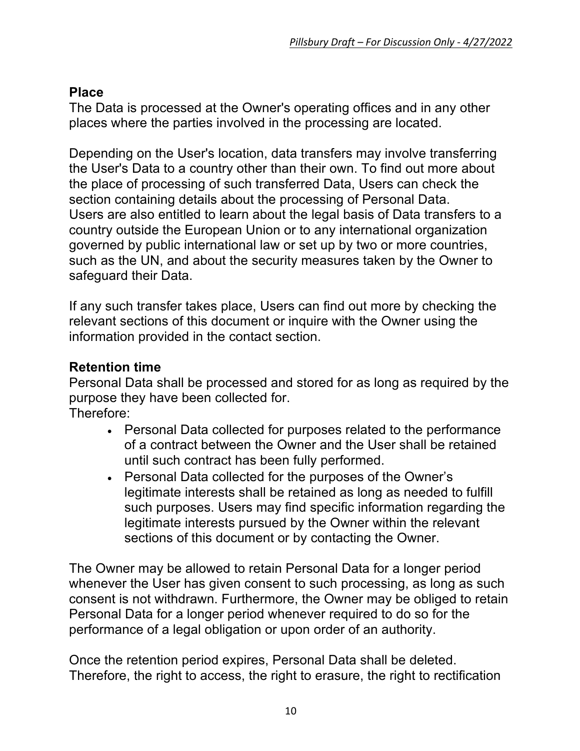### Place

The Data is processed at the Owner's operating offices and in any other places where the parties involved in the processing are located.

Depending on the User's location, data transfers may involve transferring the User's Data to a country other than their own. To find out more about the place of processing of such transferred Data, Users can check the section containing details about the processing of Personal Data.
Users are also entitled to learn about the legal basis of Data transfers to a country outside the European Union or to any international organization governed by public international law or set up by two or more countries, such as the UN, and about the security measures taken by the Owner to safeguard their Data.

If any such transfer takes place, Users can find out more by checking the relevant sections of this document or inquire with the Owner using the information provided in the contact section.

### Retention time

Personal Data shall be processed and stored for as long as required by the purpose they have been collected for.
Therefore:

- Personal Data collected for purposes related to the performance of a contract between the Owner and the User shall be retained until such contract has been fully performed.
- Personal Data collected for the purposes of the Owner's legitimate interests shall be retained as long as needed to fulfill such purposes. Users may find specific information regarding the legitimate interests pursued by the Owner within the relevant sections of this document or by contacting the Owner.

The Owner may be allowed to retain Personal Data for a longer period whenever the User has given consent to such processing, as long as such consent is not withdrawn. Furthermore, the Owner may be obliged to retain Personal Data for a longer period whenever required to do so for the performance of a legal obligation or upon order of an authority.

Once the retention period expires, Personal Data shall be deleted. Therefore, the right to access, the right to erasure, the right to rectification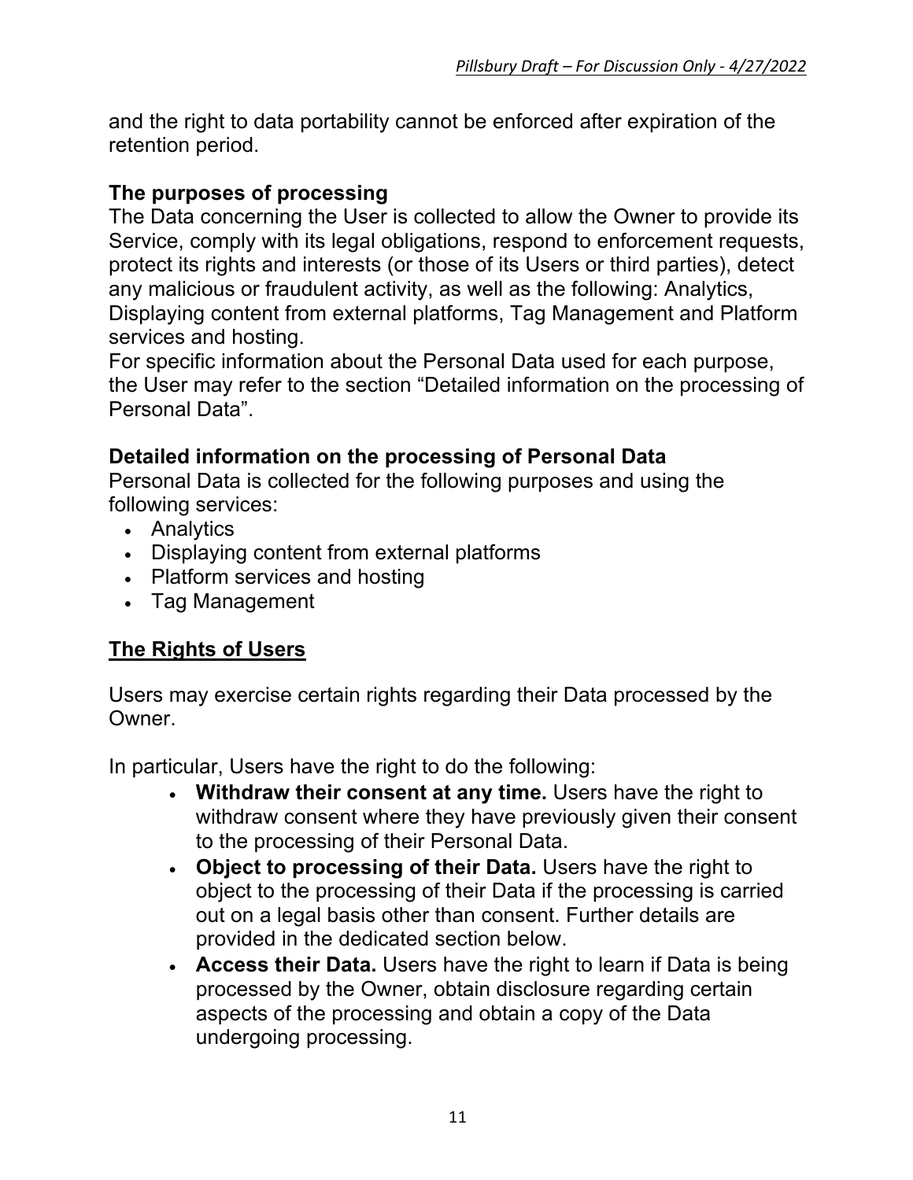and the right to data portability cannot be enforced after expiration of the retention period.

### The purposes of processing

The Data concerning the User is collected to allow the Owner to provide its Service, comply with its legal obligations, respond to enforcement requests, protect its rights and interests (or those of its Users or third parties), detect any malicious or fraudulent activity, as well as the following: Analytics, Displaying content from external platforms, Tag Management and Platform services and hosting.

For specific information about the Personal Data used for each purpose, the User may refer to the section "Detailed information on the processing of Personal Data".

### Detailed information on the processing of Personal Data

Personal Data is collected for the following purposes and using the following services:

- Analytics
- Displaying content from external platforms
- Platform services and hosting
- Tag Management

## The Rights of Users

Users may exercise certain rights regarding their Data processed by the Owner.

In particular, Users have the right to do the following:

- **Withdraw their consent at any time.** Users have the right to withdraw consent where they have previously given their consent to the processing of their Personal Data.
- **Object to processing of their Data.** Users have the right to object to the processing of their Data if the processing is carried out on a legal basis other than consent. Further details are provided in the dedicated section below.
- **Access their Data.** Users have the right to learn if Data is being processed by the Owner, obtain disclosure regarding certain aspects of the processing and obtain a copy of the Data undergoing processing.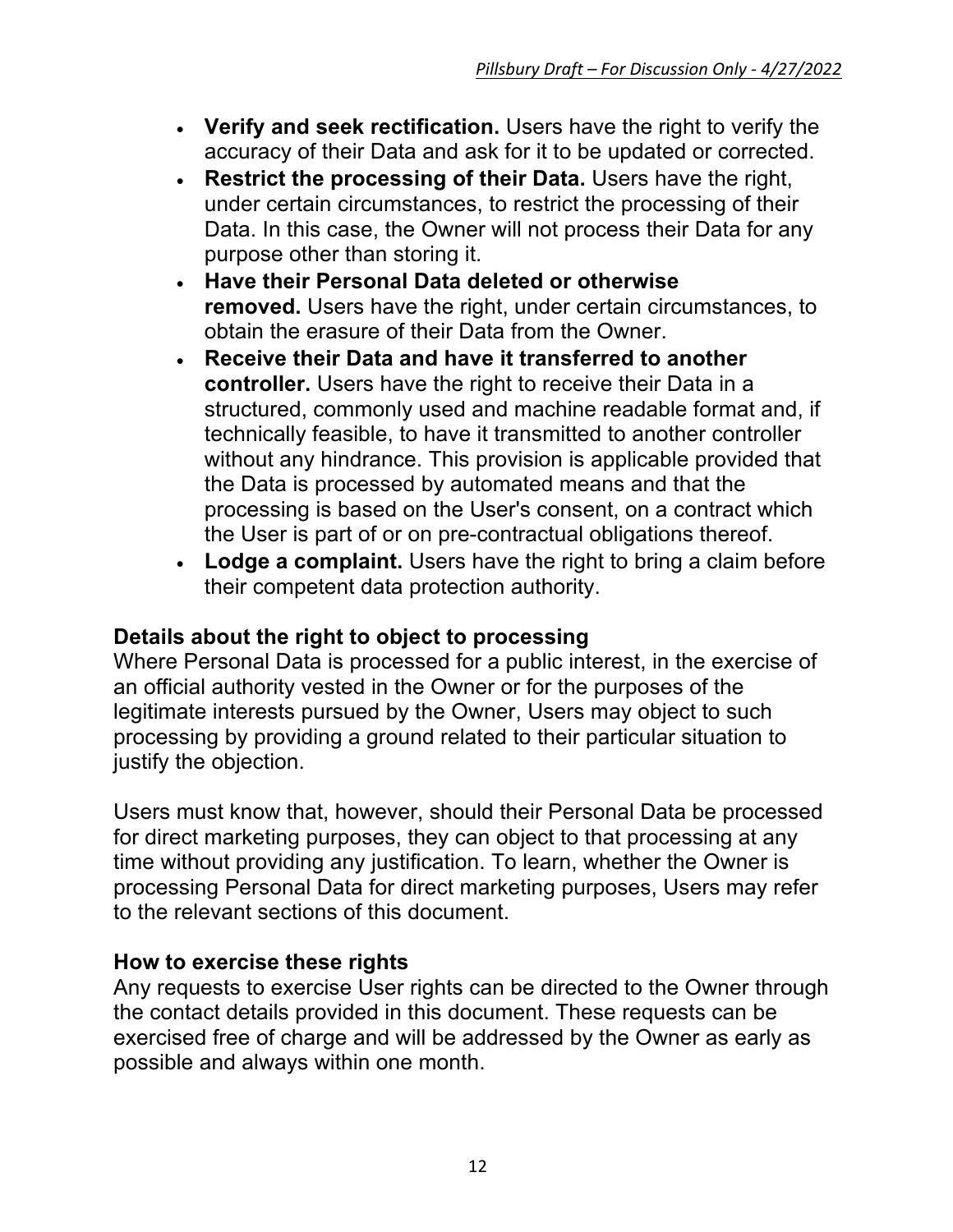- **Verify and seek rectification.** Users have the right to verify the accuracy of their Data and ask for it to be updated or corrected.
- **Restrict the processing of their Data.** Users have the right, under certain circumstances, to restrict the processing of their Data. In this case, the Owner will not process their Data for any purpose other than storing it.
- **Have their Personal Data deleted or otherwise removed.** Users have the right, under certain circumstances, to obtain the erasure of their Data from the Owner.
- **Receive their Data and have it transferred to another controller.** Users have the right to receive their Data in a structured, commonly used and machine readable format and, if technically feasible, to have it transmitted to another controller without any hindrance. This provision is applicable provided that the Data is processed by automated means and that the processing is based on the User's consent, on a contract which the User is part of or on pre-contractual obligations thereof.
- **Lodge a complaint.** Users have the right to bring a claim before their competent data protection authority.

### Details about the right to object to processing

Where Personal Data is processed for a public interest, in the exercise of an official authority vested in the Owner or for the purposes of the legitimate interests pursued by the Owner, Users may object to such processing by providing a ground related to their particular situation to justify the objection.

Users must know that, however, should their Personal Data be processed for direct marketing purposes, they can object to that processing at any time without providing any justification. To learn, whether the Owner is processing Personal Data for direct marketing purposes, Users may refer to the relevant sections of this document.

### How to exercise these rights

Any requests to exercise User rights can be directed to the Owner through the contact details provided in this document. These requests can be exercised free of charge and will be addressed by the Owner as early as possible and always within one month.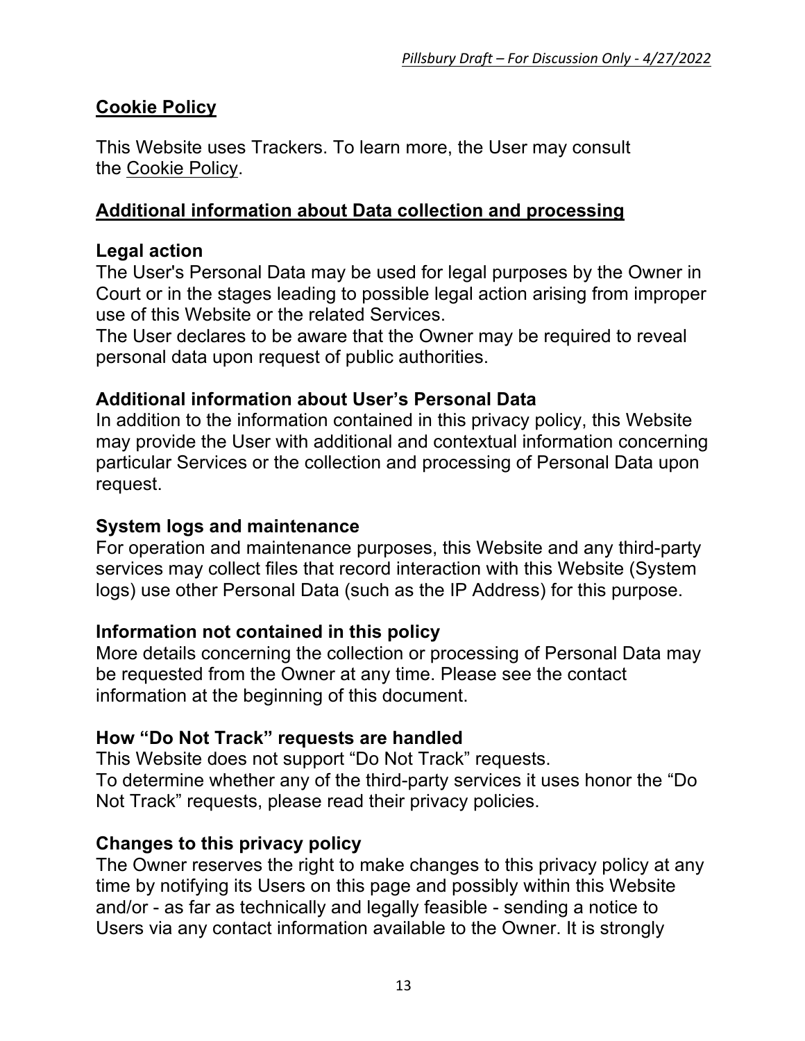## Cookie Policy

This Website uses Trackers. To learn more, the User may consult the Cookie Policy.

## Additional information about Data collection and processing

### Legal action

The User's Personal Data may be used for legal purposes by the Owner in Court or in the stages leading to possible legal action arising from improper use of this Website or the related Services.

The User declares to be aware that the Owner may be required to reveal personal data upon request of public authorities.

### Additional information about User's Personal Data

In addition to the information contained in this privacy policy, this Website may provide the User with additional and contextual information concerning particular Services or the collection and processing of Personal Data upon request.

### System logs and maintenance

For operation and maintenance purposes, this Website and any third-party services may collect files that record interaction with this Website (System logs) use other Personal Data (such as the IP Address) for this purpose.

### Information not contained in this policy

More details concerning the collection or processing of Personal Data may be requested from the Owner at any time. Please see the contact information at the beginning of this document.

### How "Do Not Track" requests are handled

This Website does not support "Do Not Track" requests.

To determine whether any of the third-party services it uses honor the "Do Not Track" requests, please read their privacy policies.

### Changes to this privacy policy

The Owner reserves the right to make changes to this privacy policy at any time by notifying its Users on this page and possibly within this Website and/or - as far as technically and legally feasible - sending a notice to Users via any contact information available to the Owner. It is strongly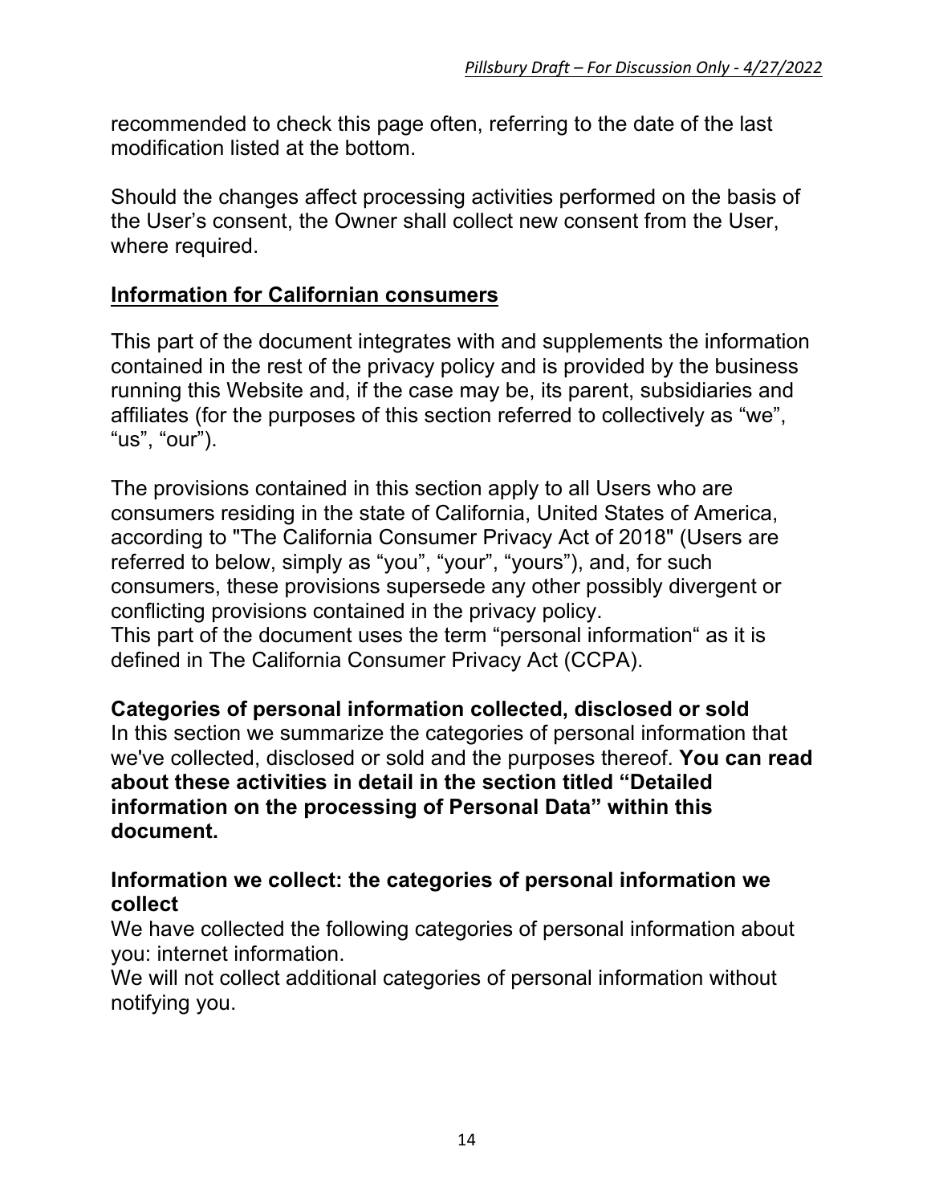recommended to check this page often, referring to the date of the last modification listed at the bottom.

Should the changes affect processing activities performed on the basis of the User's consent, the Owner shall collect new consent from the User, where required.

## Information for Californian consumers

This part of the document integrates with and supplements the information contained in the rest of the privacy policy and is provided by the business running this Website and, if the case may be, its parent, subsidiaries and affiliates (for the purposes of this section referred to collectively as "we", "us", "our").

The provisions contained in this section apply to all Users who are consumers residing in the state of California, United States of America, according to "The California Consumer Privacy Act of 2018" (Users are referred to below, simply as "you", "your", "yours"), and, for such consumers, these provisions supersede any other possibly divergent or conflicting provisions contained in the privacy policy.
This part of the document uses the term "personal information" as it is defined in The California Consumer Privacy Act (CCPA).

### Categories of personal information collected, disclosed or sold

In this section we summarize the categories of personal information that we've collected, disclosed or sold and the purposes thereof. **You can read about these activities in detail in the section titled "Detailed information on the processing of Personal Data" within this document.**

### Information we collect: the categories of personal information we collect

We have collected the following categories of personal information about you: internet information.
We will not collect additional categories of personal information without notifying you.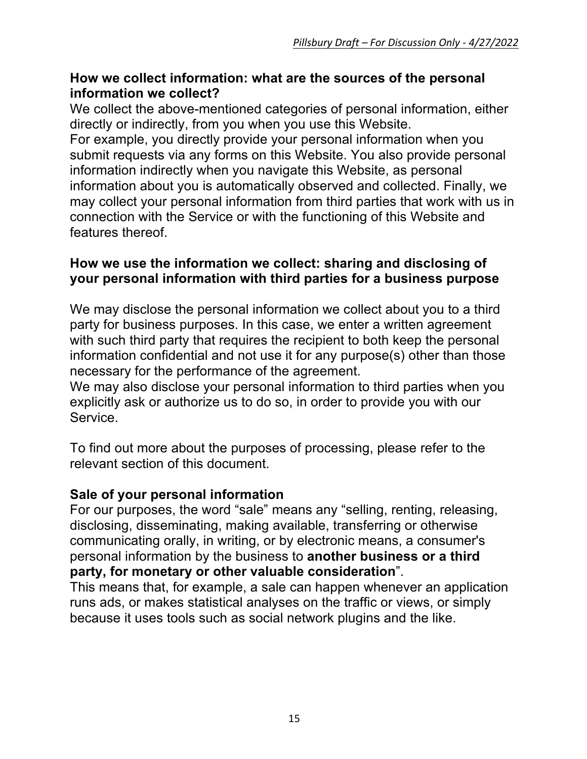### How we collect information: what are the sources of the personal information we collect?

We collect the above-mentioned categories of personal information, either directly or indirectly, from you when you use this Website.

For example, you directly provide your personal information when you submit requests via any forms on this Website. You also provide personal information indirectly when you navigate this Website, as personal information about you is automatically observed and collected. Finally, we may collect your personal information from third parties that work with us in connection with the Service or with the functioning of this Website and features thereof.

### How we use the information we collect: sharing and disclosing of your personal information with third parties for a business purpose

We may disclose the personal information we collect about you to a third party for business purposes. In this case, we enter a written agreement with such third party that requires the recipient to both keep the personal information confidential and not use it for any purpose(s) other than those necessary for the performance of the agreement.

We may also disclose your personal information to third parties when you explicitly ask or authorize us to do so, in order to provide you with our Service.

To find out more about the purposes of processing, please refer to the relevant section of this document.

### Sale of your personal information

For our purposes, the word "sale" means any "selling, renting, releasing, disclosing, disseminating, making available, transferring or otherwise communicating orally, in writing, or by electronic means, a consumer's personal information by the business to **another business or a third party, for monetary or other valuable consideration**".

This means that, for example, a sale can happen whenever an application runs ads, or makes statistical analyses on the traffic or views, or simply because it uses tools such as social network plugins and the like.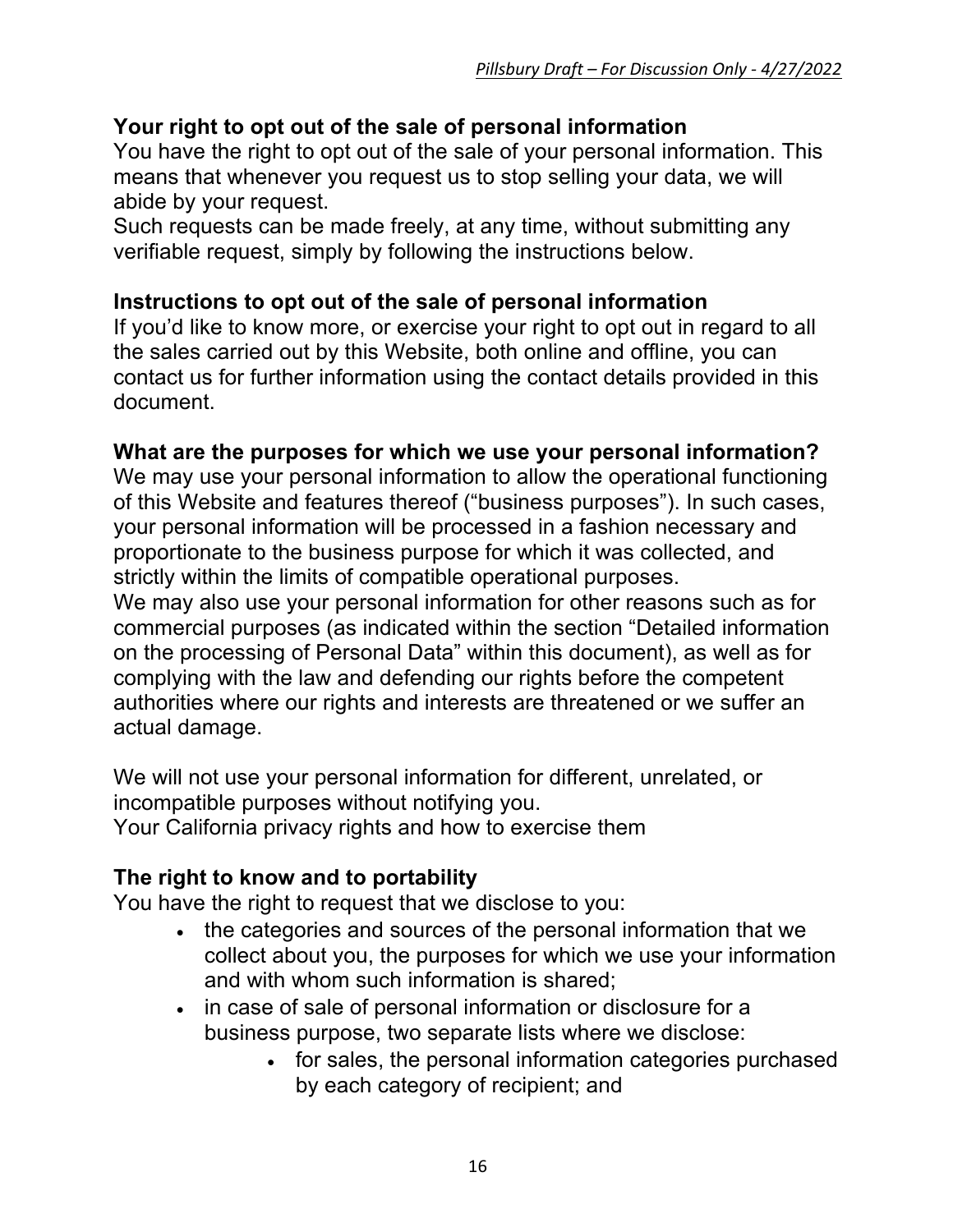### Your right to opt out of the sale of personal information

You have the right to opt out of the sale of your personal information. This means that whenever you request us to stop selling your data, we will abide by your request.
Such requests can be made freely, at any time, without submitting any verifiable request, simply by following the instructions below.

### Instructions to opt out of the sale of personal information

If you'd like to know more, or exercise your right to opt out in regard to all the sales carried out by this Website, both online and offline, you can contact us for further information using the contact details provided in this document.

### What are the purposes for which we use your personal information?

We may use your personal information to allow the operational functioning of this Website and features thereof ("business purposes"). In such cases, your personal information will be processed in a fashion necessary and proportionate to the business purpose for which it was collected, and strictly within the limits of compatible operational purposes.
We may also use your personal information for other reasons such as for commercial purposes (as indicated within the section "Detailed information on the processing of Personal Data" within this document), as well as for complying with the law and defending our rights before the competent authorities where our rights and interests are threatened or we suffer an actual damage.

We will not use your personal information for different, unrelated, or incompatible purposes without notifying you.
Your California privacy rights and how to exercise them

### The right to know and to portability

You have the right to request that we disclose to you:

- the categories and sources of the personal information that we collect about you, the purposes for which we use your information and with whom such information is shared;
- in case of sale of personal information or disclosure for a business purpose, two separate lists where we disclose:
    - for sales, the personal information categories purchased by each category of recipient; and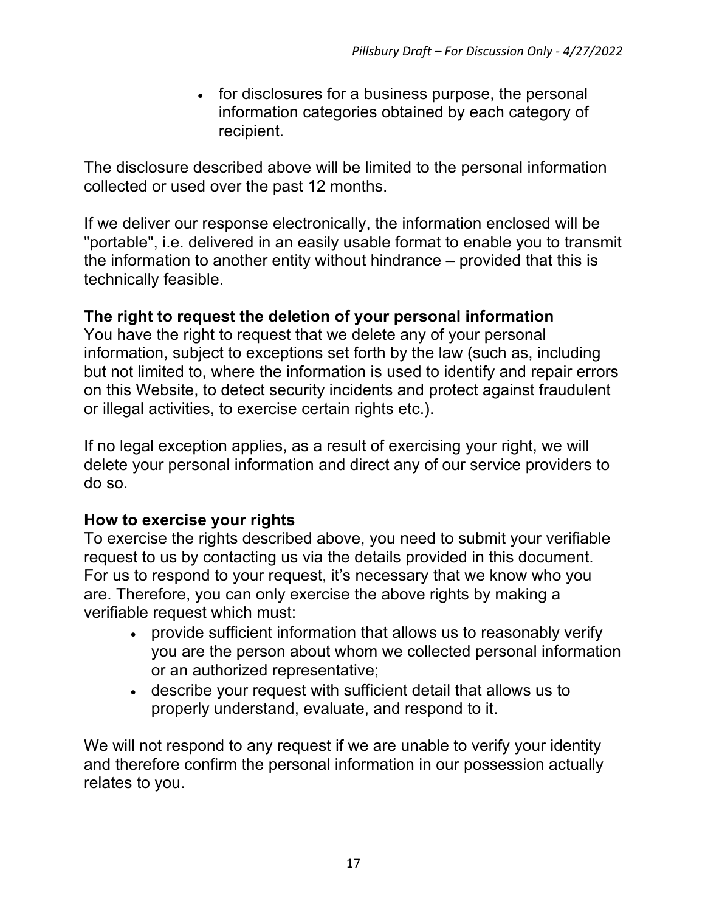- for disclosures for a business purpose, the personal information categories obtained by each category of recipient.

The disclosure described above will be limited to the personal information collected or used over the past 12 months.

If we deliver our response electronically, the information enclosed will be "portable", i.e. delivered in an easily usable format to enable you to transmit the information to another entity without hindrance – provided that this is technically feasible.

**The right to request the deletion of your personal information**
You have the right to request that we delete any of your personal information, subject to exceptions set forth by the law (such as, including but not limited to, where the information is used to identify and repair errors on this Website, to detect security incidents and protect against fraudulent or illegal activities, to exercise certain rights etc.).

If no legal exception applies, as a result of exercising your right, we will delete your personal information and direct any of our service providers to do so.

**How to exercise your rights**
To exercise the rights described above, you need to submit your verifiable request to us by contacting us via the details provided in this document. For us to respond to your request, it's necessary that we know who you are. Therefore, you can only exercise the above rights by making a verifiable request which must:

- provide sufficient information that allows us to reasonably verify you are the person about whom we collected personal information or an authorized representative;
- describe your request with sufficient detail that allows us to properly understand, evaluate, and respond to it.

We will not respond to any request if we are unable to verify your identity and therefore confirm the personal information in our possession actually relates to you.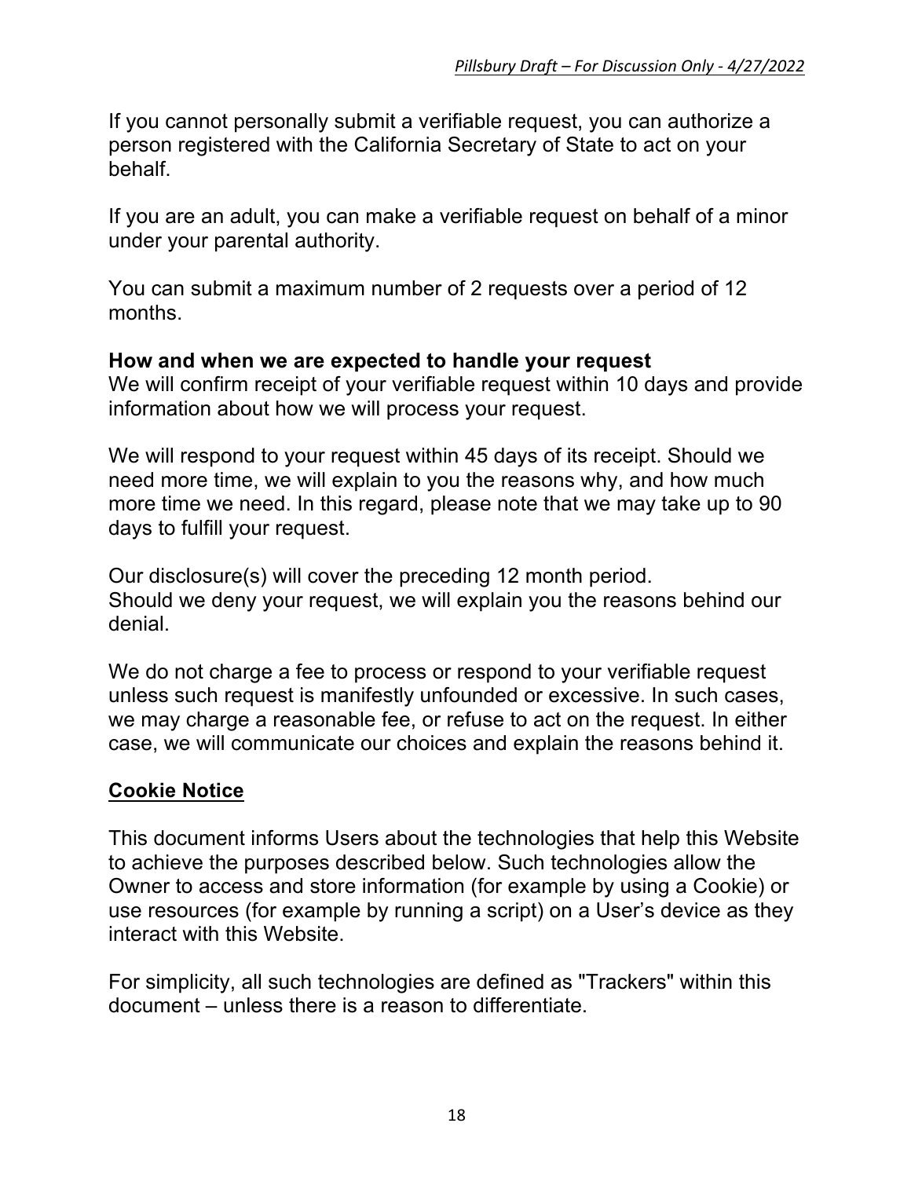If you cannot personally submit a verifiable request, you can authorize a person registered with the California Secretary of State to act on your behalf.

If you are an adult, you can make a verifiable request on behalf of a minor under your parental authority.

You can submit a maximum number of 2 requests over a period of 12 months.

**How and when we are expected to handle your request**
We will confirm receipt of your verifiable request within 10 days and provide information about how we will process your request.

We will respond to your request within 45 days of its receipt. Should we need more time, we will explain to you the reasons why, and how much more time we need. In this regard, please note that we may take up to 90 days to fulfill your request.

Our disclosure(s) will cover the preceding 12 month period.
Should we deny your request, we will explain you the reasons behind our denial.

We do not charge a fee to process or respond to your verifiable request unless such request is manifestly unfounded or excessive. In such cases, we may charge a reasonable fee, or refuse to act on the request. In either case, we will communicate our choices and explain the reasons behind it.

## **Cookie Notice**

This document informs Users about the technologies that help this Website to achieve the purposes described below. Such technologies allow the Owner to access and store information (for example by using a Cookie) or use resources (for example by running a script) on a User's device as they interact with this Website.

For simplicity, all such technologies are defined as "Trackers" within this document – unless there is a reason to differentiate.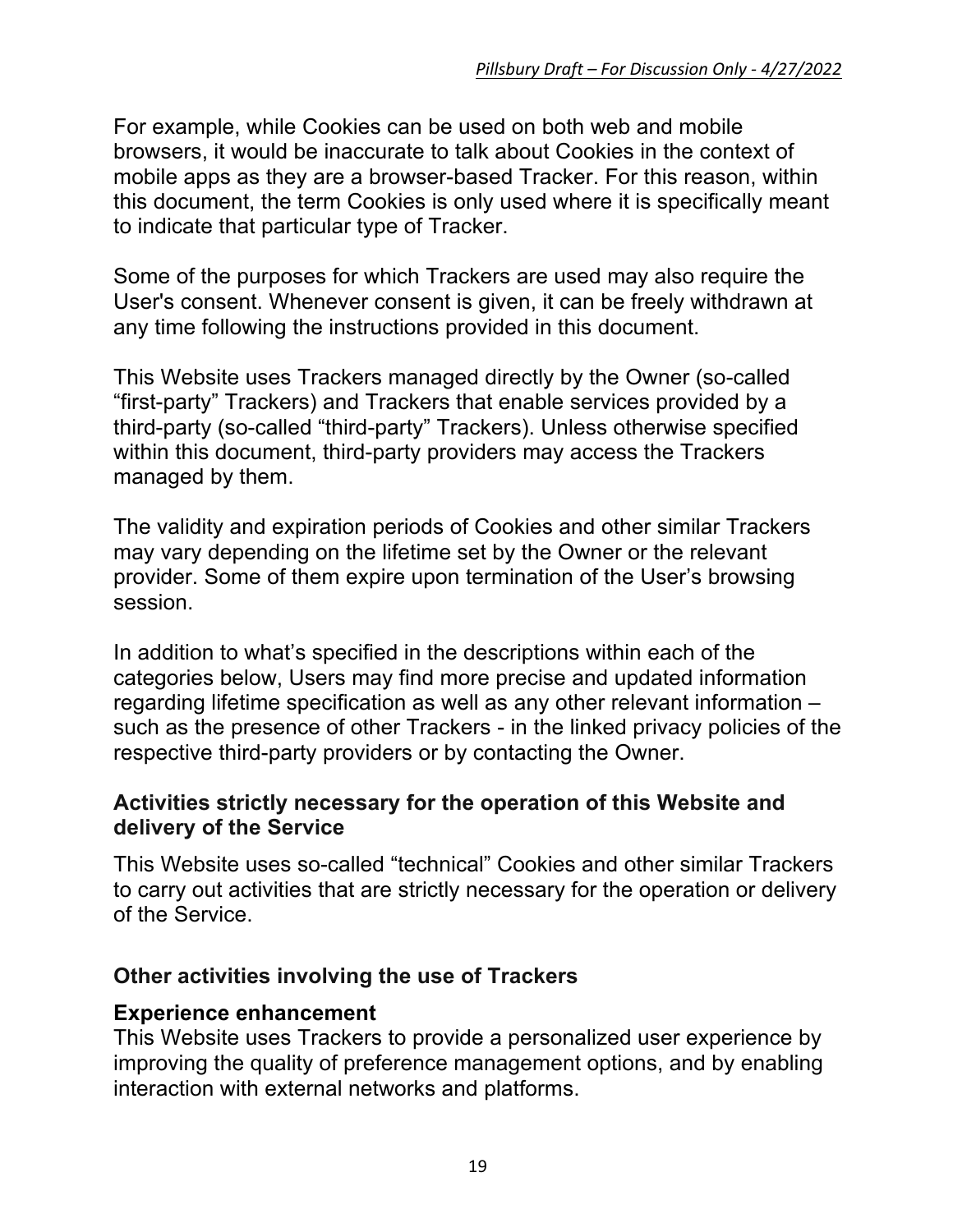For example, while Cookies can be used on both web and mobile browsers, it would be inaccurate to talk about Cookies in the context of mobile apps as they are a browser-based Tracker. For this reason, within this document, the term Cookies is only used where it is specifically meant to indicate that particular type of Tracker.

Some of the purposes for which Trackers are used may also require the User's consent. Whenever consent is given, it can be freely withdrawn at any time following the instructions provided in this document.

This Website uses Trackers managed directly by the Owner (so-called “first-party” Trackers) and Trackers that enable services provided by a third-party (so-called “third-party” Trackers). Unless otherwise specified within this document, third-party providers may access the Trackers managed by them.

The validity and expiration periods of Cookies and other similar Trackers may vary depending on the lifetime set by the Owner or the relevant provider. Some of them expire upon termination of the User’s browsing session.

In addition to what’s specified in the descriptions within each of the categories below, Users may find more precise and updated information regarding lifetime specification as well as any other relevant information – such as the presence of other Trackers - in the linked privacy policies of the respective third-party providers or by contacting the Owner.

### Activities strictly necessary for the operation of this Website and delivery of the Service

This Website uses so-called “technical” Cookies and other similar Trackers to carry out activities that are strictly necessary for the operation or delivery of the Service.

### Other activities involving the use of Trackers

#### Experience enhancement

This Website uses Trackers to provide a personalized user experience by improving the quality of preference management options, and by enabling interaction with external networks and platforms.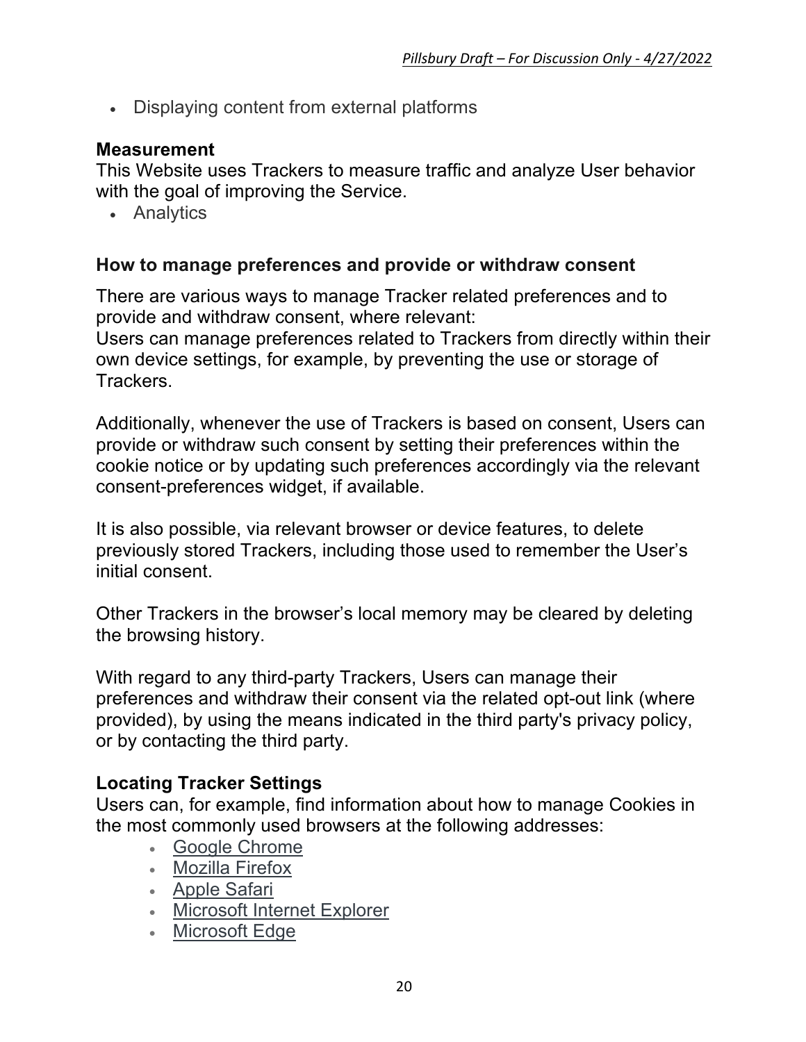- Displaying content from external platforms

**Measurement**
This Website uses Trackers to measure traffic and analyze User behavior with the goal of improving the Service.

- Analytics

### How to manage preferences and provide or withdraw consent

There are various ways to manage Tracker related preferences and to provide and withdraw consent, where relevant:
Users can manage preferences related to Trackers from directly within their own device settings, for example, by preventing the use or storage of Trackers.

Additionally, whenever the use of Trackers is based on consent, Users can provide or withdraw such consent by setting their preferences within the cookie notice or by updating such preferences accordingly via the relevant consent-preferences widget, if available.

It is also possible, via relevant browser or device features, to delete previously stored Trackers, including those used to remember the User's initial consent.

Other Trackers in the browser's local memory may be cleared by deleting the browsing history.

With regard to any third-party Trackers, Users can manage their preferences and withdraw their consent via the related opt-out link (where provided), by using the means indicated in the third party's privacy policy, or by contacting the third party.

### Locating Tracker Settings

Users can, for example, find information about how to manage Cookies in the most commonly used browsers at the following addresses:

- Google Chrome
- Mozilla Firefox
- Apple Safari
- Microsoft Internet Explorer
- Microsoft Edge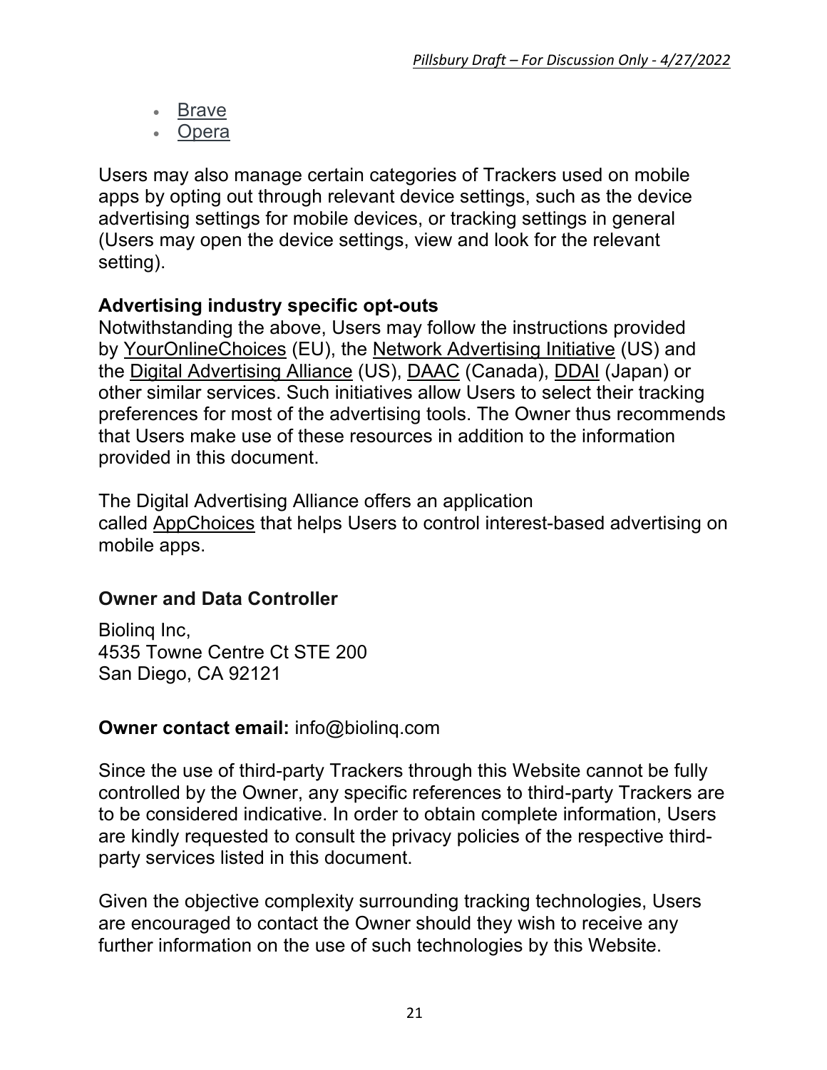- Brave
- Opera

Users may also manage certain categories of Trackers used on mobile apps by opting out through relevant device settings, such as the device advertising settings for mobile devices, or tracking settings in general (Users may open the device settings, view and look for the relevant setting).

**Advertising industry specific opt-outs**

Notwithstanding the above, Users may follow the instructions provided by YourOnlineChoices (EU), the Network Advertising Initiative (US) and the Digital Advertising Alliance (US), DAAC (Canada), DDAI (Japan) or other similar services. Such initiatives allow Users to select their tracking preferences for most of the advertising tools. The Owner thus recommends that Users make use of these resources in addition to the information provided in this document.

The Digital Advertising Alliance offers an application called AppChoices that helps Users to control interest-based advertising on mobile apps.

**Owner and Data Controller**

Biolinq Inc,
4535 Towne Centre Ct STE 200
San Diego, CA 92121

**Owner contact email:** info@biolinq.com

Since the use of third-party Trackers through this Website cannot be fully controlled by the Owner, any specific references to third-party Trackers are to be considered indicative. In order to obtain complete information, Users are kindly requested to consult the privacy policies of the respective third-party services listed in this document.

Given the objective complexity surrounding tracking technologies, Users are encouraged to contact the Owner should they wish to receive any further information on the use of such technologies by this Website.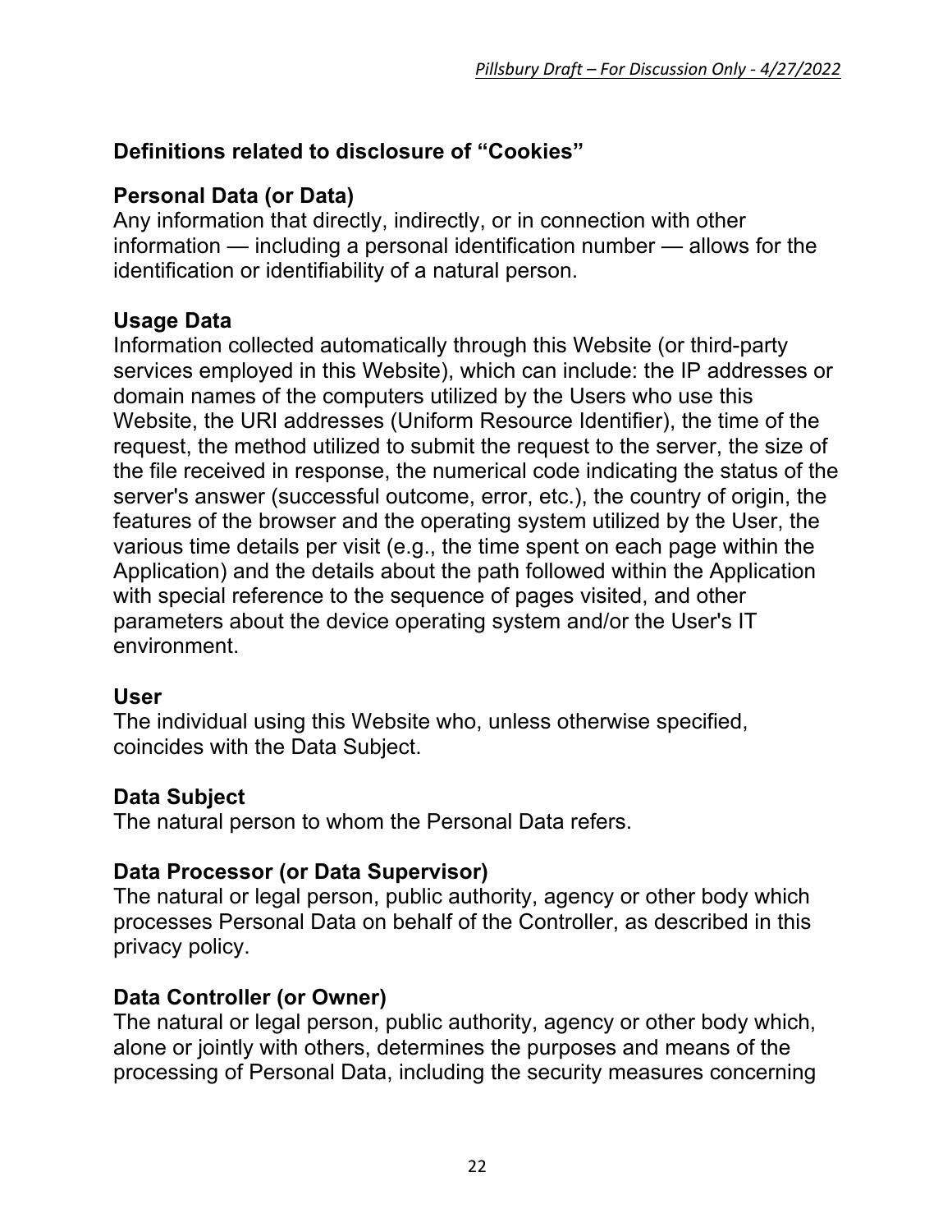## Definitions related to disclosure of "Cookies"

### Personal Data (or Data)

Any information that directly, indirectly, or in connection with other information — including a personal identification number — allows for the identification or identifiability of a natural person.

### Usage Data

Information collected automatically through this Website (or third-party services employed in this Website), which can include: the IP addresses or domain names of the computers utilized by the Users who use this Website, the URI addresses (Uniform Resource Identifier), the time of the request, the method utilized to submit the request to the server, the size of the file received in response, the numerical code indicating the status of the server's answer (successful outcome, error, etc.), the country of origin, the features of the browser and the operating system utilized by the User, the various time details per visit (e.g., the time spent on each page within the Application) and the details about the path followed within the Application with special reference to the sequence of pages visited, and other parameters about the device operating system and/or the User's IT environment.

### User

The individual using this Website who, unless otherwise specified, coincides with the Data Subject.

### Data Subject

The natural person to whom the Personal Data refers.

### Data Processor (or Data Supervisor)

The natural or legal person, public authority, agency or other body which processes Personal Data on behalf of the Controller, as described in this privacy policy.

### Data Controller (or Owner)

The natural or legal person, public authority, agency or other body which, alone or jointly with others, determines the purposes and means of the processing of Personal Data, including the security measures concerning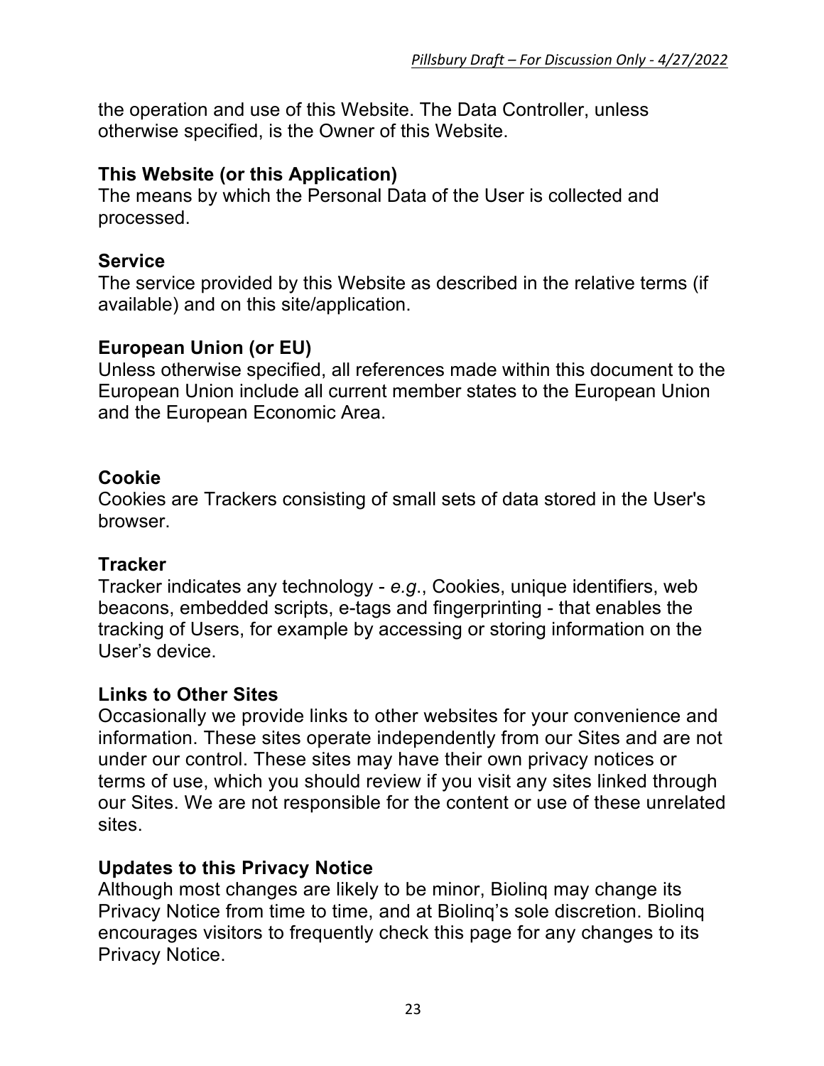the operation and use of this Website. The Data Controller, unless otherwise specified, is the Owner of this Website.

**This Website (or this Application)**
The means by which the Personal Data of the User is collected and processed.

**Service**
The service provided by this Website as described in the relative terms (if available) and on this site/application.

**European Union (or EU)**
Unless otherwise specified, all references made within this document to the European Union include all current member states to the European Union and the European Economic Area.

**Cookie**
Cookies are Trackers consisting of small sets of data stored in the User's browser.

**Tracker**
Tracker indicates any technology - *e.g.*, Cookies, unique identifiers, web beacons, embedded scripts, e-tags and fingerprinting - that enables the tracking of Users, for example by accessing or storing information on the User's device.

**Links to Other Sites**
Occasionally we provide links to other websites for your convenience and information. These sites operate independently from our Sites and are not under our control. These sites may have their own privacy notices or terms of use, which you should review if you visit any sites linked through our Sites. We are not responsible for the content or use of these unrelated sites.

**Updates to this Privacy Notice**
Although most changes are likely to be minor, Biolinq may change its Privacy Notice from time to time, and at Biolinq's sole discretion. Biolinq encourages visitors to frequently check this page for any changes to its Privacy Notice.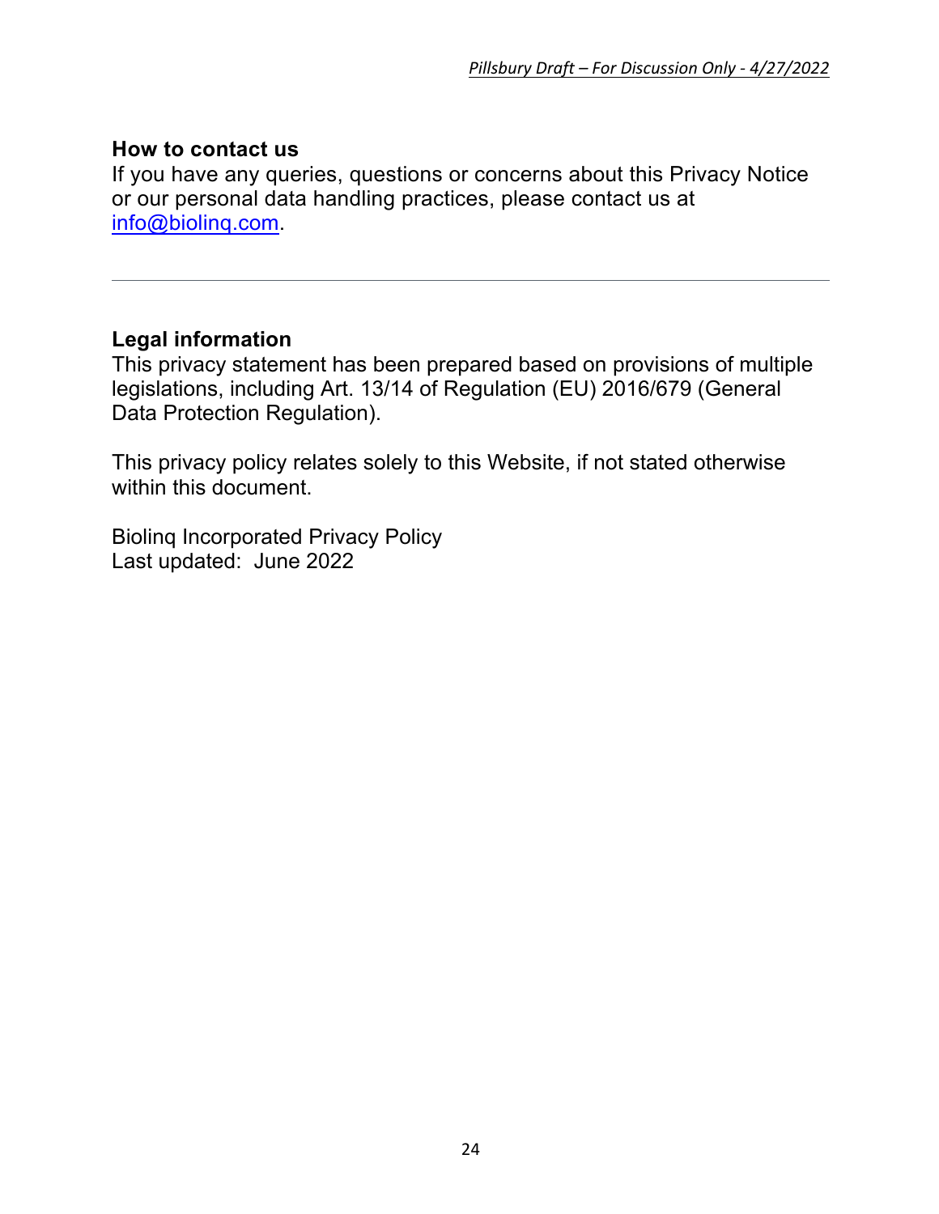## How to contact us

If you have any queries, questions or concerns about this Privacy Notice or our personal data handling practices, please contact us at [info@biolinq.com](mailto:info@biolinq.com).

---

## Legal information

This privacy statement has been prepared based on provisions of multiple legislations, including Art. 13/14 of Regulation (EU) 2016/679 (General Data Protection Regulation).

This privacy policy relates solely to this Website, if not stated otherwise within this document.

Biolinq Incorporated Privacy Policy
Last updated: June 2022